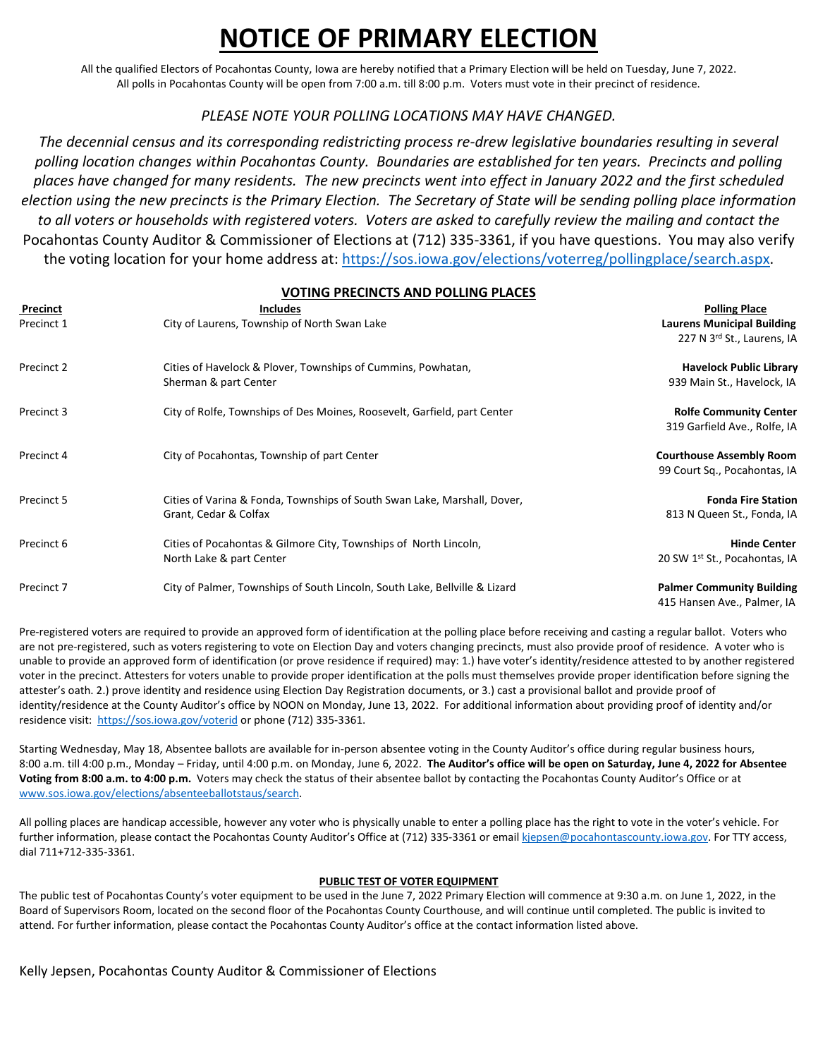# NOTICE OF PRIMARY ELECTION

All the qualified Electors of Pocahontas County, Iowa are hereby notified that a Primary Election will be held on Tuesday, June 7, 2022. All polls in Pocahontas County will be open from 7:00 a.m. till 8:00 p.m. Voters must vote in their precinct of residence.

*PLEASE NOTE YOUR POLLING LOCATIONS MAY HAVE CHANGED.*

*The decennial census and its corresponding redistricting process re-drew legislative boundaries resulting in several polling location changes within Pocahontas County. Boundaries are established for ten years. Precincts and polling places have changed for many residents. The new precincts went into effect in January 2022 and the first scheduled election using the new precincts is the Primary Election. The Secretary of State will be sending polling place information to all voters or households with registered voters. Voters are asked to carefully review the mailing and contact the* Pocahontas County Auditor & Commissioner of Elections at (712) 335-3361, if you have questions. You may also verify the voting location for your home address at: https://sos.iowa.gov/elections/voterreg/pollingplace/search.aspx.

## VOTING PRECINCTS AND POLLING PLACES

| Precinct | Includes | Polling Place |
|---|---|---|
| Precinct 1 | City of Laurens, Township of North Swan Lake | **Laurens Municipal Building** 227 N 3rd St., Laurens, IA |
| Precinct 2 | Cities of Havelock & Plover, Townships of Cummins, Powhatan, Sherman & part Center | **Havelock Public Library** 939 Main St., Havelock, IA |
| Precinct 3 | City of Rolfe, Townships of Des Moines, Roosevelt, Garfield, part Center | **Rolfe Community Center** 319 Garfield Ave., Rolfe, IA |
| Precinct 4 | City of Pocahontas, Township of part Center | **Courthouse Assembly Room** 99 Court Sq., Pocahontas, IA |
| Precinct 5 | Cities of Varina & Fonda, Townships of South Swan Lake, Marshall, Dover, Grant, Cedar & Colfax | **Fonda Fire Station** 813 N Queen St., Fonda, IA |
| Precinct 6 | Cities of Pocahontas & Gilmore City, Townships of North Lincoln, North Lake & part Center | **Hinde Center** 20 SW 1st St., Pocahontas, IA |
| Precinct 7 | City of Palmer, Townships of South Lincoln, South Lake, Bellville & Lizard | **Palmer Community Building** 415 Hansen Ave., Palmer, IA |

Pre-registered voters are required to provide an approved form of identification at the polling place before receiving and casting a regular ballot. Voters who are not pre-registered, such as voters registering to vote on Election Day and voters changing precincts, must also provide proof of residence. A voter who is unable to provide an approved form of identification (or prove residence if required) may: 1.) have voter's identity/residence attested to by another registered voter in the precinct. Attesters for voters unable to provide proper identification at the polls must themselves provide proper identification before signing the attester's oath. 2.) prove identity and residence using Election Day Registration documents, or 3.) cast a provisional ballot and provide proof of identity/residence at the County Auditor's office by NOON on Monday, June 13, 2022. For additional information about providing proof of identity and/or residence visit: https://sos.iowa.gov/voterid or phone (712) 335-3361.

Starting Wednesday, May 18, Absentee ballots are available for in-person absentee voting in the County Auditor's office during regular business hours, 8:00 a.m. till 4:00 p.m., Monday – Friday, until 4:00 p.m. on Monday, June 6, 2022. **The Auditor's office will be open on Saturday, June 4, 2022 for Absentee Voting from 8:00 a.m. to 4:00 p.m.** Voters may check the status of their absentee ballot by contacting the Pocahontas County Auditor's Office or at www.sos.iowa.gov/elections/absenteeballotstaus/search.

All polling places are handicap accessible, however any voter who is physically unable to enter a polling place has the right to vote in the voter's vehicle. For further information, please contact the Pocahontas County Auditor's Office at (712) 335-3361 or email kjepsen@pocahontascounty.iowa.gov. For TTY access, dial 711+712-335-3361.

### PUBLIC TEST OF VOTER EQUIPMENT

The public test of Pocahontas County's voter equipment to be used in the June 7, 2022 Primary Election will commence at 9:30 a.m. on June 1, 2022, in the Board of Supervisors Room, located on the second floor of the Pocahontas County Courthouse, and will continue until completed. The public is invited to attend. For further information, please contact the Pocahontas County Auditor's office at the contact information listed above.

Kelly Jepsen, Pocahontas County Auditor & Commissioner of Elections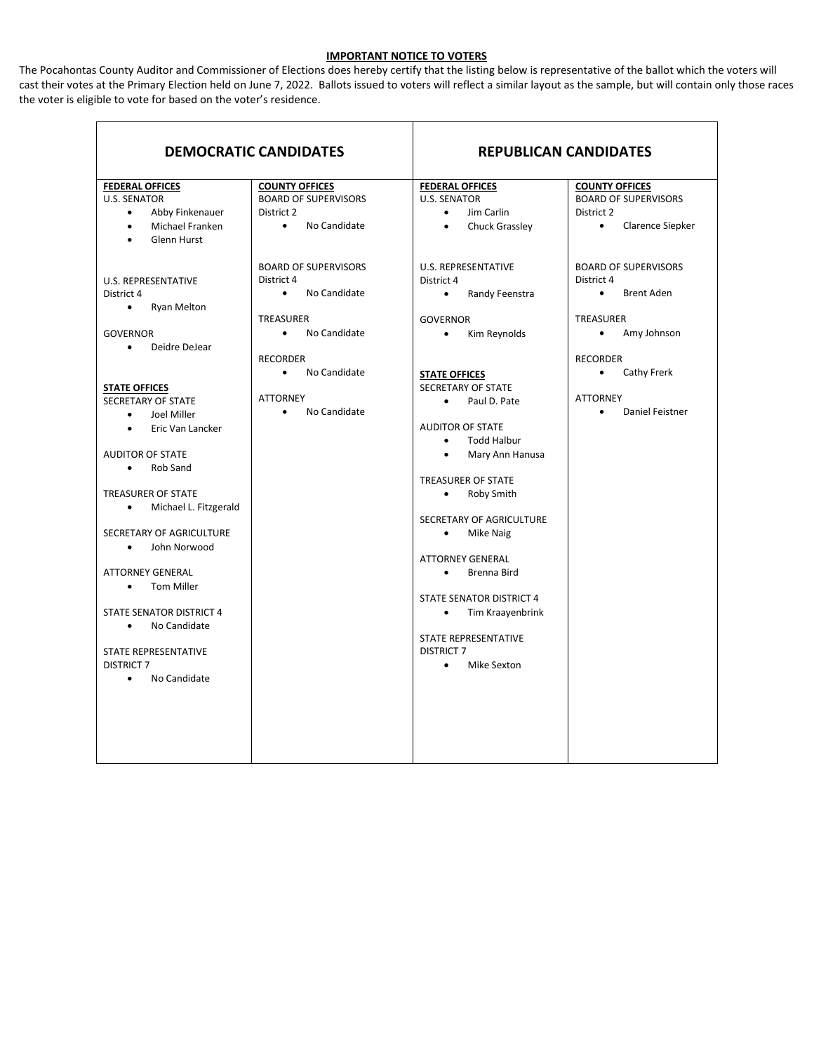**IMPORTANT NOTICE TO VOTERS**

The Pocahontas County Auditor and Commissioner of Elections does hereby certify that the listing below is representative of the ballot which the voters will cast their votes at the Primary Election held on June 7, 2022. Ballots issued to voters will reflect a similar layout as the sample, but will contain only those races the voter is eligible to vote for based on the voter's residence.

## DEMOCRATIC CANDIDATES

**FEDERAL OFFICES**

U.S. SENATOR
- Abby Finkenauer
- Michael Franken
- Glenn Hurst

U.S. REPRESENTATIVE
District 4
- Ryan Melton

GOVERNOR
- Deidre DeJear

**STATE OFFICES**

SECRETARY OF STATE
- Joel Miller
- Eric Van Lancker

AUDITOR OF STATE
- Rob Sand

TREASURER OF STATE
- Michael L. Fitzgerald

SECRETARY OF AGRICULTURE
- John Norwood

ATTORNEY GENERAL
- Tom Miller

STATE SENATOR DISTRICT 4
- No Candidate

STATE REPRESENTATIVE
DISTRICT 7
- No Candidate

**COUNTY OFFICES**

BOARD OF SUPERVISORS
District 2
- No Candidate

BOARD OF SUPERVISORS
District 4
- No Candidate

TREASURER
- No Candidate

RECORDER
- No Candidate

ATTORNEY
- No Candidate

## REPUBLICAN CANDIDATES

**FEDERAL OFFICES**

U.S. SENATOR
- Jim Carlin
- Chuck Grassley

U.S. REPRESENTATIVE
District 4
- Randy Feenstra

GOVERNOR
- Kim Reynolds

**STATE OFFICES**

SECRETARY OF STATE
- Paul D. Pate

AUDITOR OF STATE
- Todd Halbur
- Mary Ann Hanusa

TREASURER OF STATE
- Roby Smith

SECRETARY OF AGRICULTURE
- Mike Naig

ATTORNEY GENERAL
- Brenna Bird

STATE SENATOR DISTRICT 4
- Tim Kraayenbrink

STATE REPRESENTATIVE
DISTRICT 7
- Mike Sexton

**COUNTY OFFICES**

BOARD OF SUPERVISORS
District 2
- Clarence Siepker

BOARD OF SUPERVISORS
District 4
- Brent Aden

TREASURER
- Amy Johnson

RECORDER
- Cathy Frerk

ATTORNEY
- Daniel Feistner